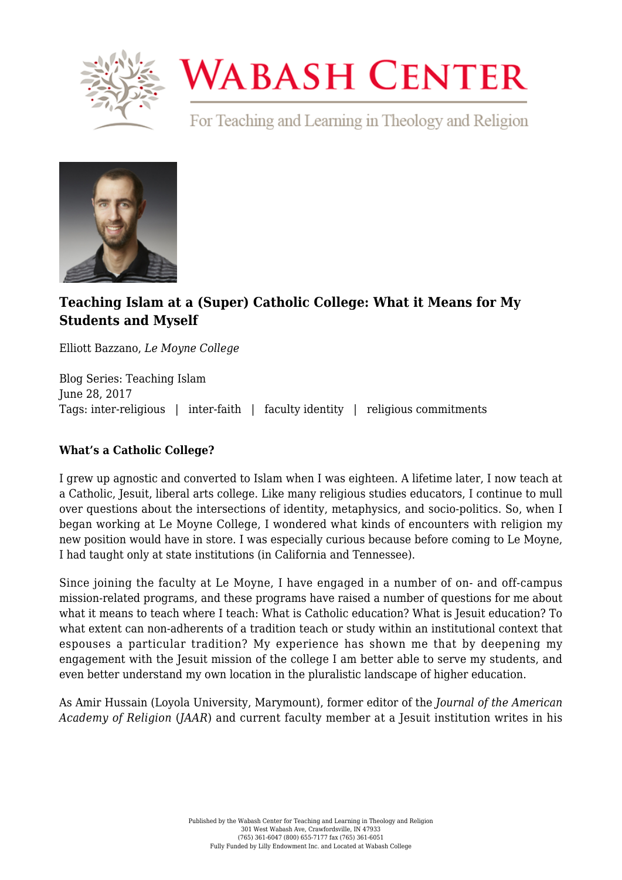# Wabash Center

For Teaching and Learning in Theology and Religion

## Teaching Islam at a (Super) Catholic College: What it Means for My Students and Myself

Elliott Bazzano, *Le Moyne College*

Blog Series: Teaching Islam
June 28, 2017
Tags: inter-religious | inter-faith | faculty identity | religious commitments

### What's a Catholic College?

I grew up agnostic and converted to Islam when I was eighteen. A lifetime later, I now teach at a Catholic, Jesuit, liberal arts college. Like many religious studies educators, I continue to mull over questions about the intersections of identity, metaphysics, and socio-politics. So, when I began working at Le Moyne College, I wondered what kinds of encounters with religion my new position would have in store. I was especially curious because before coming to Le Moyne, I had taught only at state institutions (in California and Tennessee).

Since joining the faculty at Le Moyne, I have engaged in a number of on- and off-campus mission-related programs, and these programs have raised a number of questions for me about what it means to teach where I teach: What is Catholic education? What is Jesuit education? To what extent can non-adherents of a tradition teach or study within an institutional context that espouses a particular tradition? My experience has shown me that by deepening my engagement with the Jesuit mission of the college I am better able to serve my students, and even better understand my own location in the pluralistic landscape of higher education.

As Amir Hussain (Loyola University, Marymount), former editor of the *Journal of the American Academy of Religion* (*JAAR*) and current faculty member at a Jesuit institution writes in his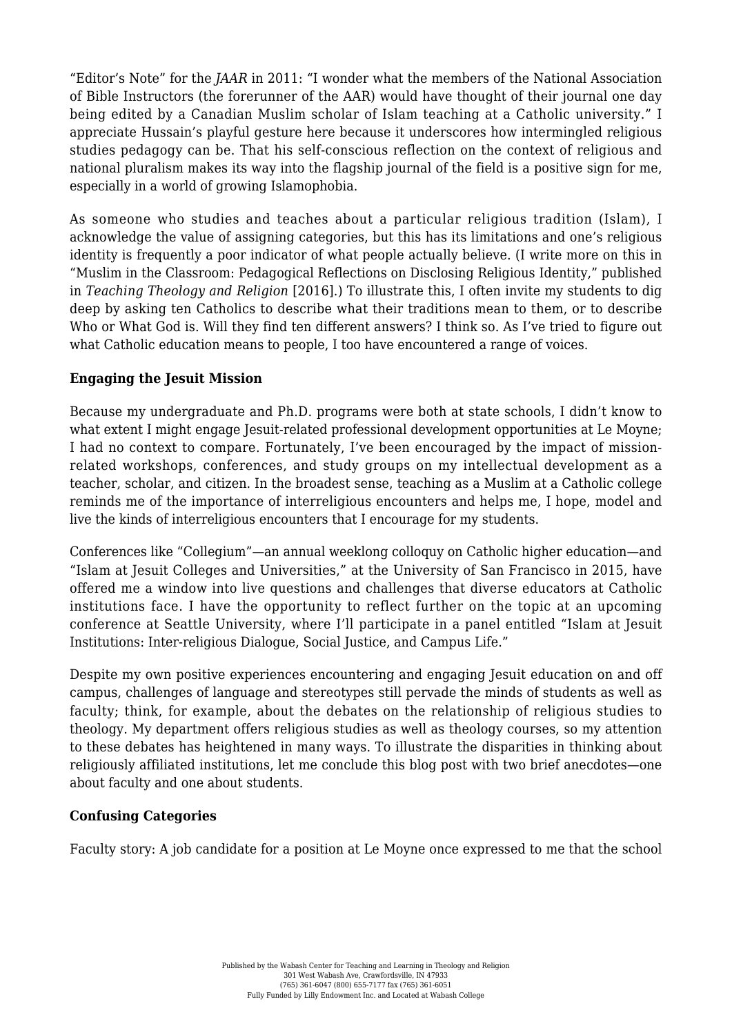"Editor's Note" for the *JAAR* in 2011: "I wonder what the members of the National Association of Bible Instructors (the forerunner of the AAR) would have thought of their journal one day being edited by a Canadian Muslim scholar of Islam teaching at a Catholic university." I appreciate Hussain's playful gesture here because it underscores how intermingled religious studies pedagogy can be. That his self-conscious reflection on the context of religious and national pluralism makes its way into the flagship journal of the field is a positive sign for me, especially in a world of growing Islamophobia.

As someone who studies and teaches about a particular religious tradition (Islam), I acknowledge the value of assigning categories, but this has its limitations and one's religious identity is frequently a poor indicator of what people actually believe. (I write more on this in "Muslim in the Classroom: Pedagogical Reflections on Disclosing Religious Identity," published in *Teaching Theology and Religion* [2016].) To illustrate this, I often invite my students to dig deep by asking ten Catholics to describe what their traditions mean to them, or to describe Who or What God is. Will they find ten different answers? I think so. As I've tried to figure out what Catholic education means to people, I too have encountered a range of voices.

**Engaging the Jesuit Mission**

Because my undergraduate and Ph.D. programs were both at state schools, I didn't know to what extent I might engage Jesuit-related professional development opportunities at Le Moyne; I had no context to compare. Fortunately, I've been encouraged by the impact of mission-related workshops, conferences, and study groups on my intellectual development as a teacher, scholar, and citizen. In the broadest sense, teaching as a Muslim at a Catholic college reminds me of the importance of interreligious encounters and helps me, I hope, model and live the kinds of interreligious encounters that I encourage for my students.

Conferences like "Collegium"—an annual weeklong colloquy on Catholic higher education—and "Islam at Jesuit Colleges and Universities," at the University of San Francisco in 2015, have offered me a window into live questions and challenges that diverse educators at Catholic institutions face. I have the opportunity to reflect further on the topic at an upcoming conference at Seattle University, where I'll participate in a panel entitled "Islam at Jesuit Institutions: Inter-religious Dialogue, Social Justice, and Campus Life."

Despite my own positive experiences encountering and engaging Jesuit education on and off campus, challenges of language and stereotypes still pervade the minds of students as well as faculty; think, for example, about the debates on the relationship of religious studies to theology. My department offers religious studies as well as theology courses, so my attention to these debates has heightened in many ways. To illustrate the disparities in thinking about religiously affiliated institutions, let me conclude this blog post with two brief anecdotes—one about faculty and one about students.

**Confusing Categories**

Faculty story: A job candidate for a position at Le Moyne once expressed to me that the school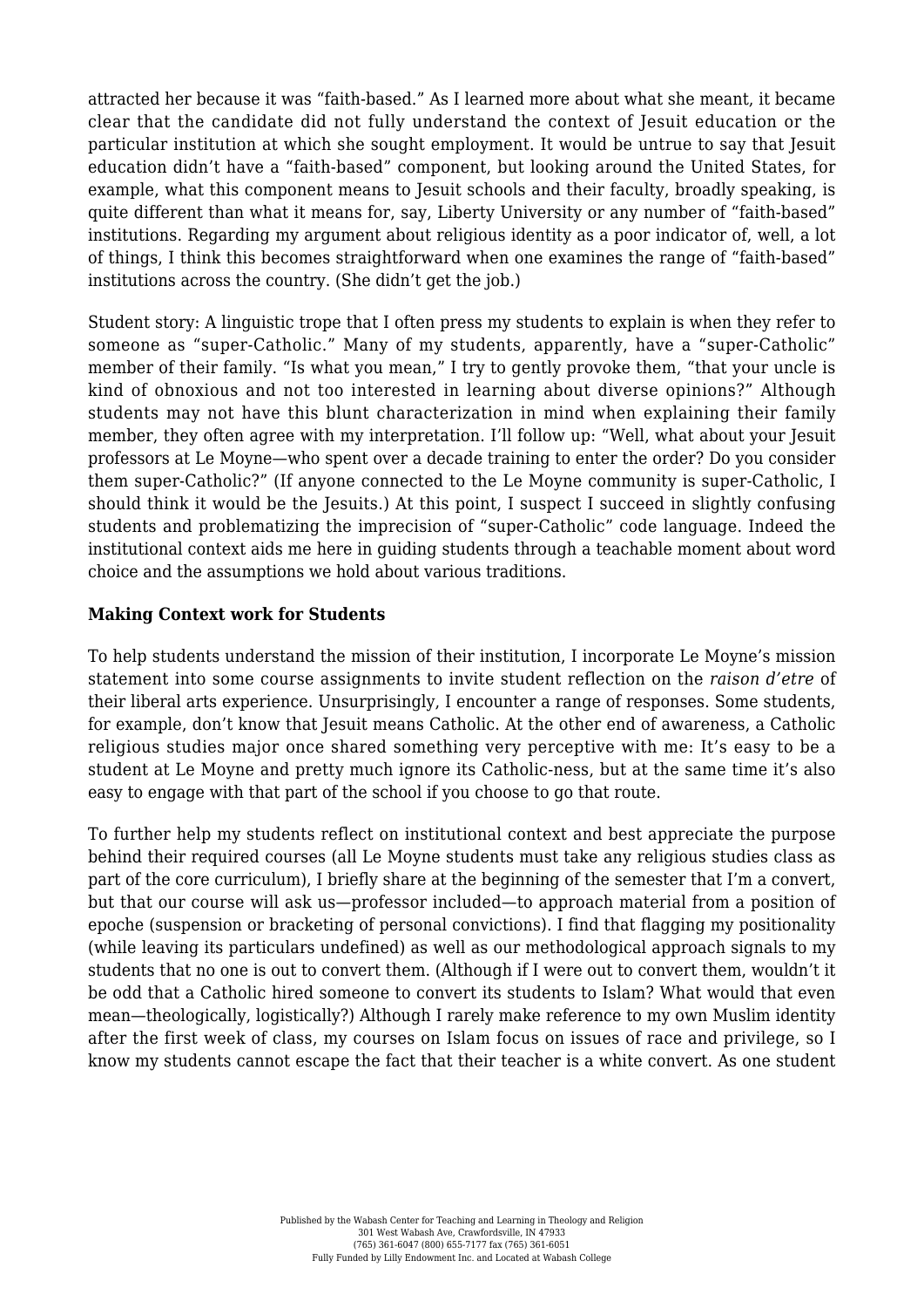attracted her because it was "faith-based." As I learned more about what she meant, it became clear that the candidate did not fully understand the context of Jesuit education or the particular institution at which she sought employment. It would be untrue to say that Jesuit education didn't have a "faith-based" component, but looking around the United States, for example, what this component means to Jesuit schools and their faculty, broadly speaking, is quite different than what it means for, say, Liberty University or any number of "faith-based" institutions. Regarding my argument about religious identity as a poor indicator of, well, a lot of things, I think this becomes straightforward when one examines the range of "faith-based" institutions across the country. (She didn't get the job.)

Student story: A linguistic trope that I often press my students to explain is when they refer to someone as "super-Catholic." Many of my students, apparently, have a "super-Catholic" member of their family. "Is what you mean," I try to gently provoke them, "that your uncle is kind of obnoxious and not too interested in learning about diverse opinions?" Although students may not have this blunt characterization in mind when explaining their family member, they often agree with my interpretation. I'll follow up: "Well, what about your Jesuit professors at Le Moyne—who spent over a decade training to enter the order? Do you consider them super-Catholic?" (If anyone connected to the Le Moyne community is super-Catholic, I should think it would be the Jesuits.) At this point, I suspect I succeed in slightly confusing students and problematizing the imprecision of "super-Catholic" code language. Indeed the institutional context aids me here in guiding students through a teachable moment about word choice and the assumptions we hold about various traditions.

**Making Context work for Students**

To help students understand the mission of their institution, I incorporate Le Moyne's mission statement into some course assignments to invite student reflection on the *raison d'etre* of their liberal arts experience. Unsurprisingly, I encounter a range of responses. Some students, for example, don't know that Jesuit means Catholic. At the other end of awareness, a Catholic religious studies major once shared something very perceptive with me: It's easy to be a student at Le Moyne and pretty much ignore its Catholic-ness, but at the same time it's also easy to engage with that part of the school if you choose to go that route.

To further help my students reflect on institutional context and best appreciate the purpose behind their required courses (all Le Moyne students must take any religious studies class as part of the core curriculum), I briefly share at the beginning of the semester that I'm a convert, but that our course will ask us—professor included—to approach material from a position of epoche (suspension or bracketing of personal convictions). I find that flagging my positionality (while leaving its particulars undefined) as well as our methodological approach signals to my students that no one is out to convert them. (Although if I were out to convert them, wouldn't it be odd that a Catholic hired someone to convert its students to Islam? What would that even mean—theologically, logistically?) Although I rarely make reference to my own Muslim identity after the first week of class, my courses on Islam focus on issues of race and privilege, so I know my students cannot escape the fact that their teacher is a white convert. As one student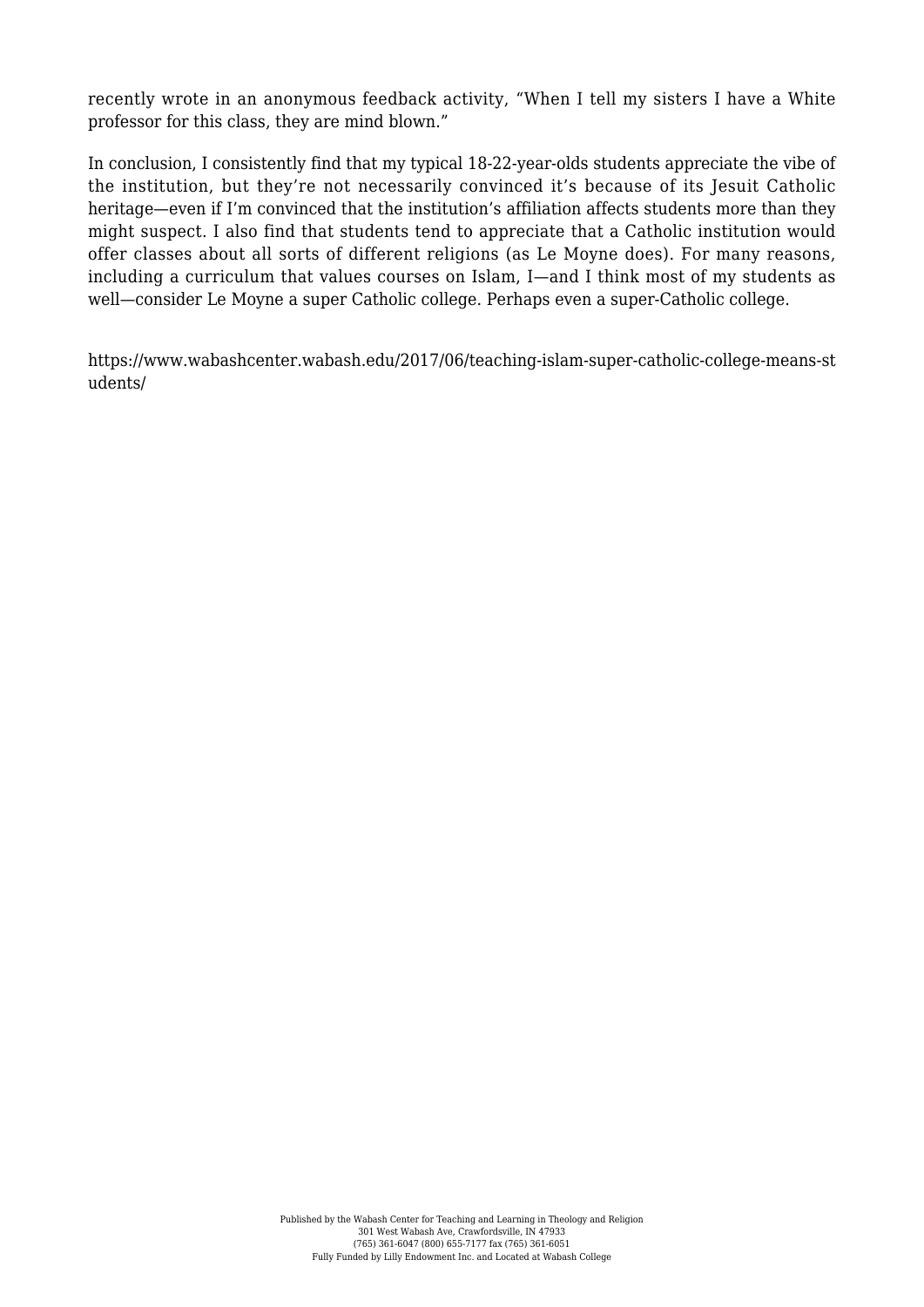recently wrote in an anonymous feedback activity, "When I tell my sisters I have a White professor for this class, they are mind blown."

In conclusion, I consistently find that my typical 18-22-year-olds students appreciate the vibe of the institution, but they're not necessarily convinced it's because of its Jesuit Catholic heritage—even if I'm convinced that the institution's affiliation affects students more than they might suspect. I also find that students tend to appreciate that a Catholic institution would offer classes about all sorts of different religions (as Le Moyne does). For many reasons, including a curriculum that values courses on Islam, I—and I think most of my students as well—consider Le Moyne a super Catholic college. Perhaps even a super-Catholic college.

https://www.wabashcenter.wabash.edu/2017/06/teaching-islam-super-catholic-college-means-students/